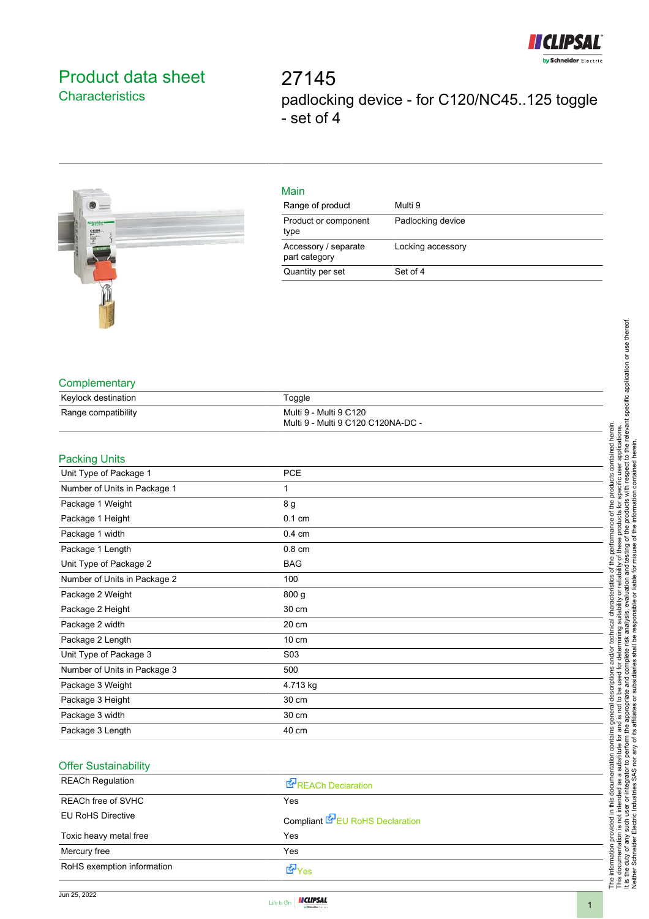# Product data sheet

## Characteristics

# 27145

padlocking device - for C120/NC45..125 toggle - set of 4

## Main

| | |
|---|---|
| Range of product | Multi 9 |
| Product or component type | Padlocking device |
| Accessory / separate part category | Locking accessory |
| Quantity per set | Set of 4 |

## Complementary

| | |
|---|---|
| Keylock destination | Toggle |
| Range compatibility | Multi 9 - Multi 9 C120<br>Multi 9 - Multi 9 C120 C120NA-DC - |

## Packing Units

| | |
|---|---|
| Unit Type of Package 1 | PCE |
| Number of Units in Package 1 | 1 |
| Package 1 Weight | 8 g |
| Package 1 Height | 0.1 cm |
| Package 1 width | 0.4 cm |
| Package 1 Length | 0.8 cm |
| Unit Type of Package 2 | BAG |
| Number of Units in Package 2 | 100 |
| Package 2 Weight | 800 g |
| Package 2 Height | 30 cm |
| Package 2 width | 20 cm |
| Package 2 Length | 10 cm |
| Unit Type of Package 3 | S03 |
| Number of Units in Package 3 | 500 |
| Package 3 Weight | 4.713 kg |
| Package 3 Height | 30 cm |
| Package 3 width | 30 cm |
| Package 3 Length | 40 cm |

## Offer Sustainability

| | |
|---|---|
| REACh Regulation | REACh Declaration |
| REACh free of SVHC | Yes |
| EU RoHS Directive | Compliant EU RoHS Declaration |
| Toxic heavy metal free | Yes |
| Mercury free | Yes |
| RoHS exemption information | Yes |

The information provided in this documentation contains general descriptions and/or technical characteristics of the performance of the products contained herein. This documentation is not intended as a substitute for and is not to be used for determining suitability or reliability of these products for specific user applications. It is the duty of any such user or integrator to perform the appropriate and complete risk analysis, evaluation and testing of the products with respect to the relevant specific application or use thereof. Neither Schneider Electric Industries SAS nor any of its affiliates or subsidiaries shall be responsible or liable for misuse of the information contained herein.

Jun 25, 2022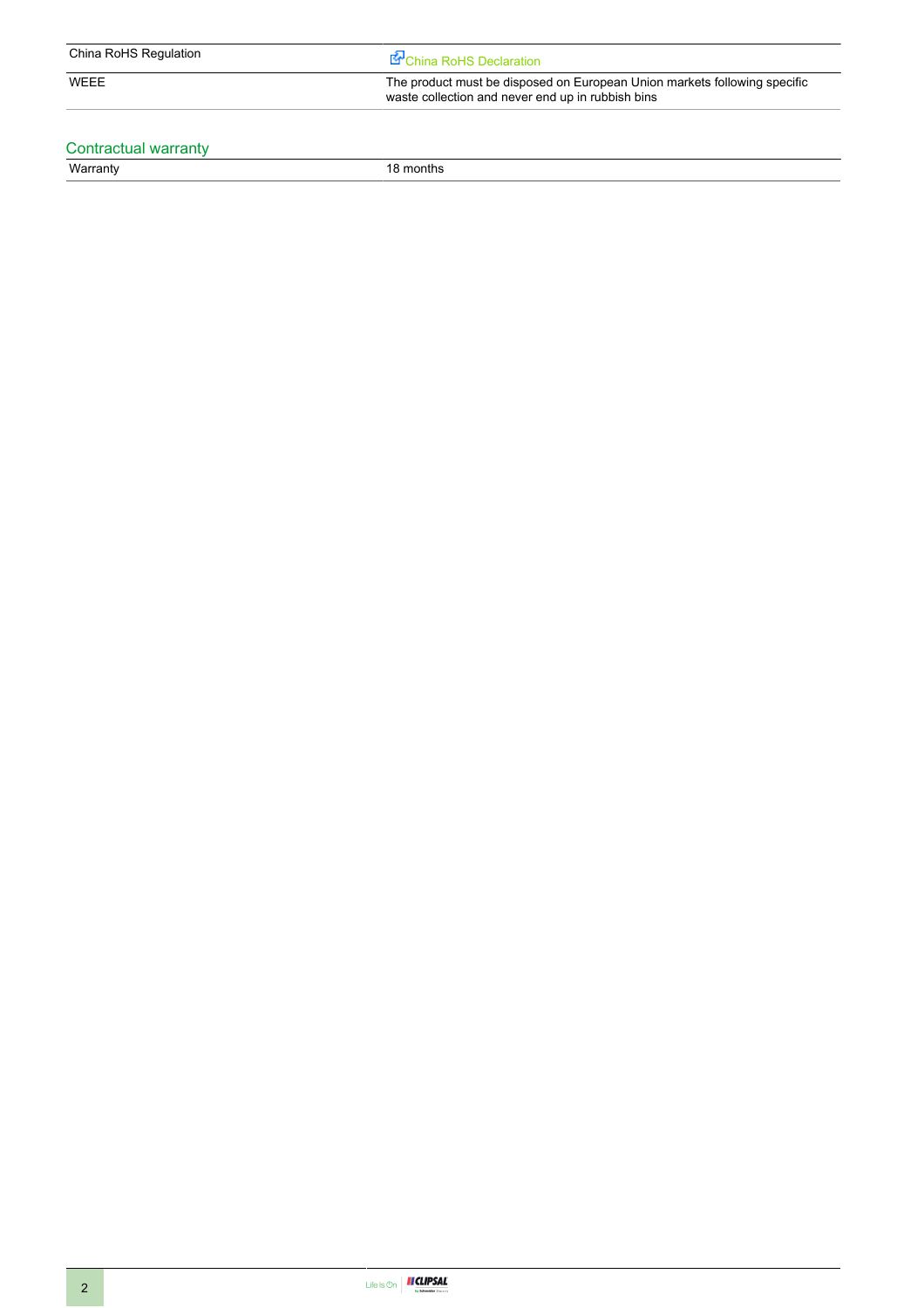| | |
|---|---|
| China RoHS Regulation | China RoHS Declaration |
| WEEE | The product must be disposed on European Union markets following specific waste collection and never end up in rubbish bins |

## Contractual warranty

| | |
|---|---|
| Warranty | 18 months |